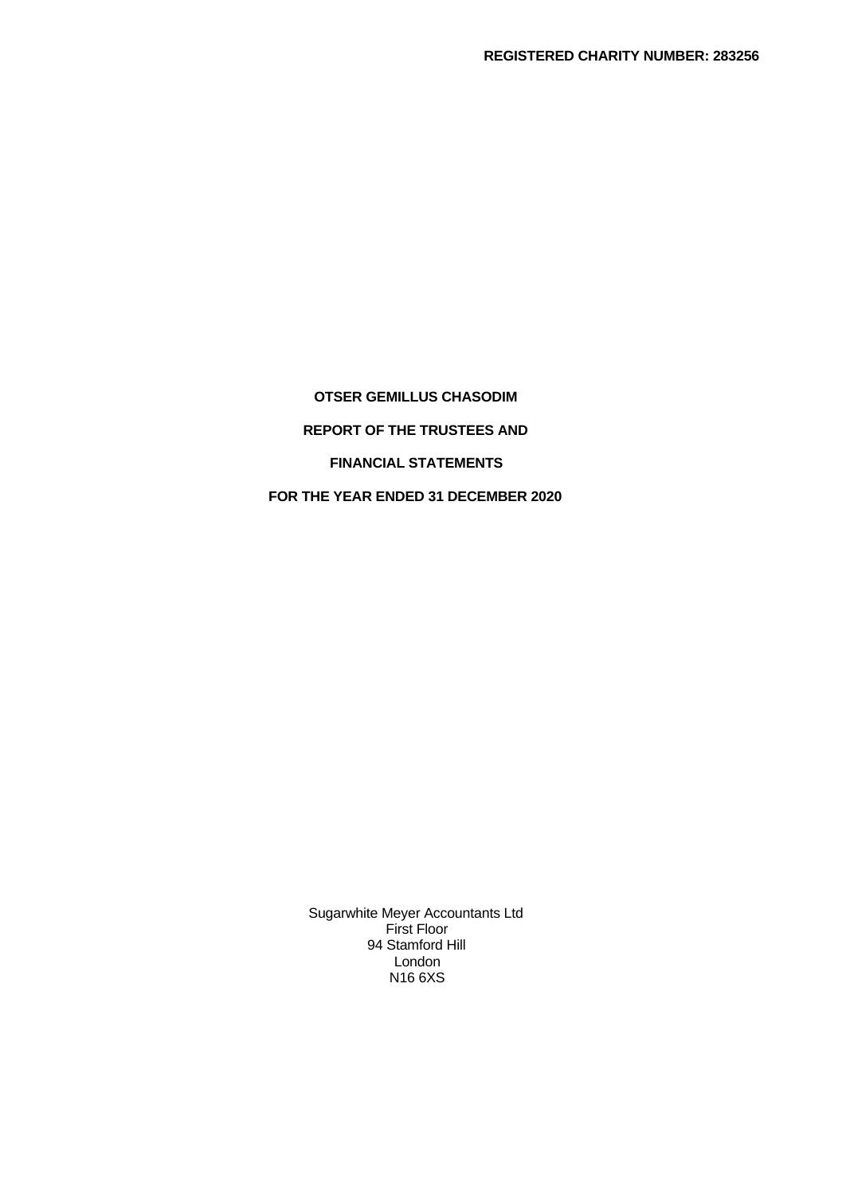**REGISTERED CHARITY NUMBER: 283256**

# OTSER GEMILLUS CHASODIM

## REPORT OF THE TRUSTEES AND

## FINANCIAL STATEMENTS

## FOR THE YEAR ENDED 31 DECEMBER 2020

Sugarwhite Meyer Accountants Ltd
First Floor
94 Stamford Hill
London
N16 6XS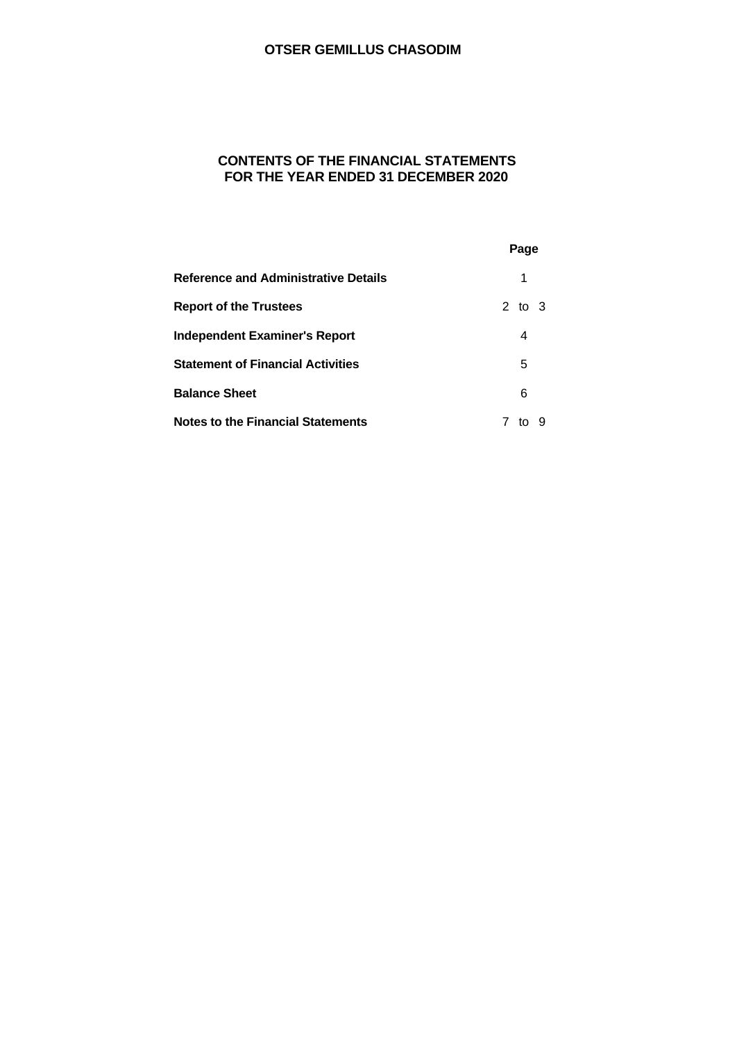# OTSER GEMILLUS CHASODIM

## CONTENTS OF THE FINANCIAL STATEMENTS FOR THE YEAR ENDED 31 DECEMBER 2020

| | Page |
|---|---|
| **Reference and Administrative Details** | 1 |
| **Report of the Trustees** | 2 to 3 |
| **Independent Examiner's Report** | 4 |
| **Statement of Financial Activities** | 5 |
| **Balance Sheet** | 6 |
| **Notes to the Financial Statements** | 7 to 9 |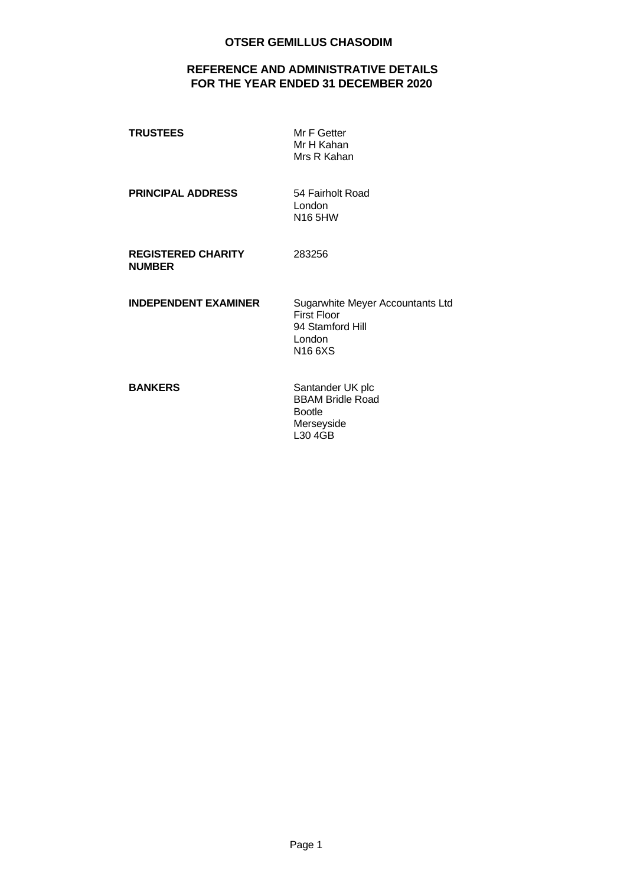# OTSER GEMILLUS CHASODIM

## REFERENCE AND ADMINISTRATIVE DETAILS
## FOR THE YEAR ENDED 31 DECEMBER 2020

| | |
|---|---|
| **TRUSTEES** | Mr F Getter<br>Mr H Kahan<br>Mrs R Kahan |
| **PRINCIPAL ADDRESS** | 54 Fairholt Road<br>London<br>N16 5HW |
| **REGISTERED CHARITY NUMBER** | 283256 |
| **INDEPENDENT EXAMINER** | Sugarwhite Meyer Accountants Ltd<br>First Floor<br>94 Stamford Hill<br>London<br>N16 6XS |
| **BANKERS** | Santander UK plc<br>BBAM Bridle Road<br>Bootle<br>Merseyside<br>L30 4GB |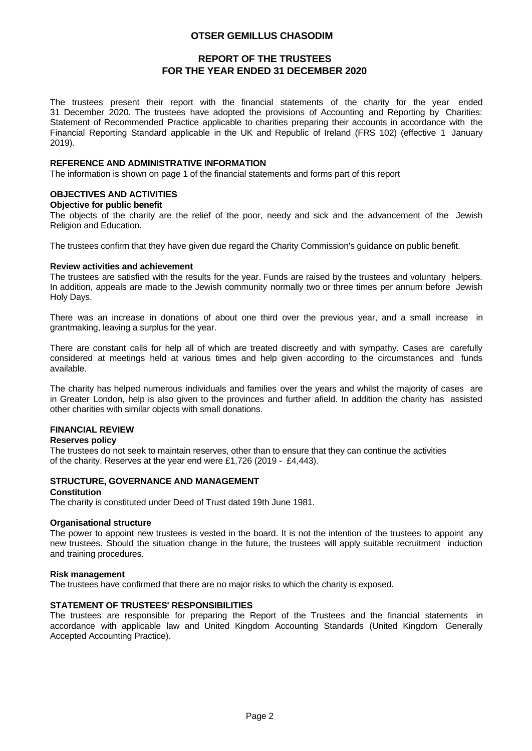# OTSER GEMILLUS CHASODIM

## REPORT OF THE TRUSTEES
## FOR THE YEAR ENDED 31 DECEMBER 2020

The trustees present their report with the financial statements of the charity for the year ended 31 December 2020. The trustees have adopted the provisions of Accounting and Reporting by Charities: Statement of Recommended Practice applicable to charities preparing their accounts in accordance with the Financial Reporting Standard applicable in the UK and Republic of Ireland (FRS 102) (effective 1 January 2019).

### REFERENCE AND ADMINISTRATIVE INFORMATION

The information is shown on page 1 of the financial statements and forms part of this report

### OBJECTIVES AND ACTIVITIES

**Objective for public benefit**

The objects of the charity are the relief of the poor, needy and sick and the advancement of the Jewish Religion and Education.

The trustees confirm that they have given due regard the Charity Commission's guidance on public benefit.

**Review activities and achievement**

The trustees are satisfied with the results for the year. Funds are raised by the trustees and voluntary helpers. In addition, appeals are made to the Jewish community normally two or three times per annum before Jewish Holy Days.

There was an increase in donations of about one third over the previous year, and a small increase in grantmaking, leaving a surplus for the year.

There are constant calls for help all of which are treated discreetly and with sympathy. Cases are carefully considered at meetings held at various times and help given according to the circumstances and funds available.

The charity has helped numerous individuals and families over the years and whilst the majority of cases are in Greater London, help is also given to the provinces and further afield. In addition the charity has assisted other charities with similar objects with small donations.

### FINANCIAL REVIEW

**Reserves policy**

The trustees do not seek to maintain reserves, other than to ensure that they can continue the activities of the charity. Reserves at the year end were £1,726 (2019 - £4,443).

### STRUCTURE, GOVERNANCE AND MANAGEMENT

**Constitution**

The charity is constituted under Deed of Trust dated 19th June 1981.

**Organisational structure**

The power to appoint new trustees is vested in the board. It is not the intention of the trustees to appoint any new trustees. Should the situation change in the future, the trustees will apply suitable recruitment induction and training procedures.

**Risk management**

The trustees have confirmed that there are no major risks to which the charity is exposed.

### STATEMENT OF TRUSTEES' RESPONSIBILITIES

The trustees are responsible for preparing the Report of the Trustees and the financial statements in accordance with applicable law and United Kingdom Accounting Standards (United Kingdom Generally Accepted Accounting Practice).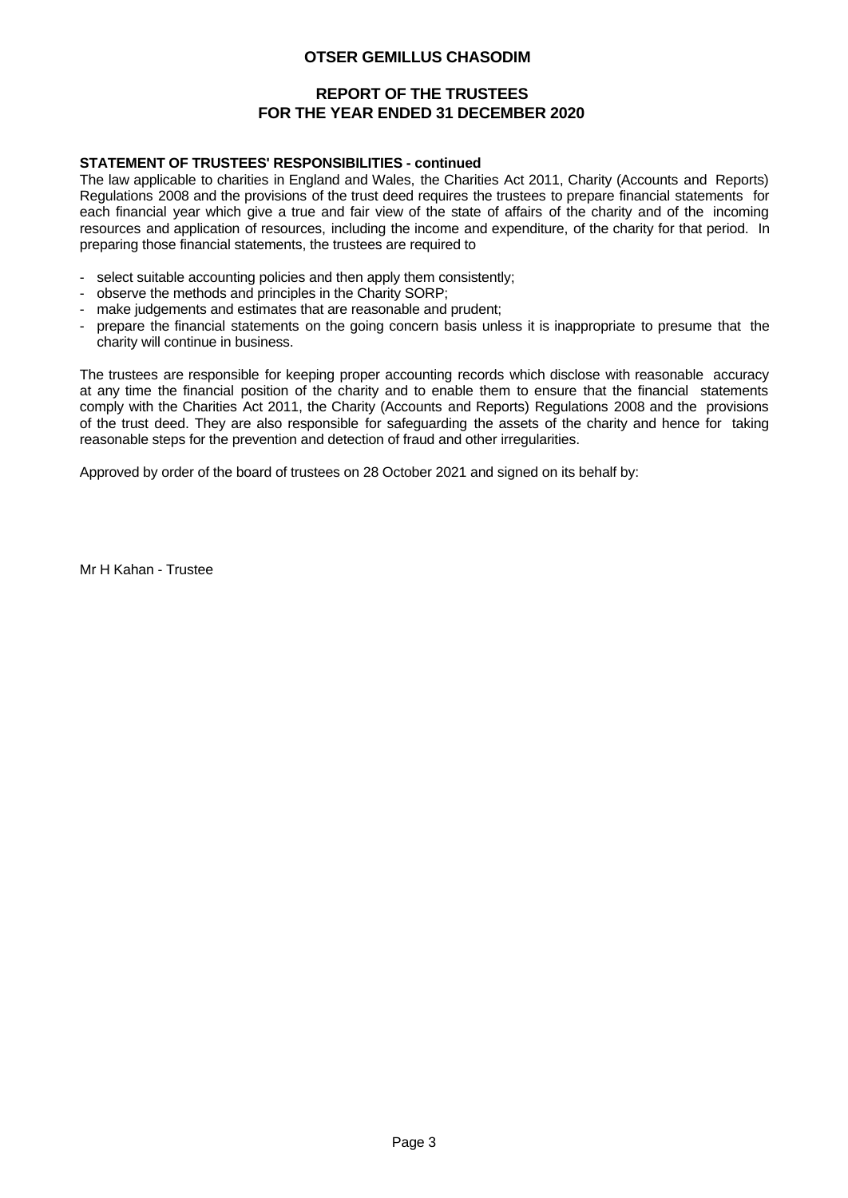**STATEMENT OF TRUSTEES' RESPONSIBILITIES - continued**

The law applicable to charities in England and Wales, the Charities Act 2011, Charity (Accounts and Reports) Regulations 2008 and the provisions of the trust deed requires the trustees to prepare financial statements for each financial year which give a true and fair view of the state of affairs of the charity and of the incoming resources and application of resources, including the income and expenditure, of the charity for that period. In preparing those financial statements, the trustees are required to

- select suitable accounting policies and then apply them consistently;
- observe the methods and principles in the Charity SORP;
- make judgements and estimates that are reasonable and prudent;
- prepare the financial statements on the going concern basis unless it is inappropriate to presume that the charity will continue in business.

The trustees are responsible for keeping proper accounting records which disclose with reasonable accuracy at any time the financial position of the charity and to enable them to ensure that the financial statements comply with the Charities Act 2011, the Charity (Accounts and Reports) Regulations 2008 and the provisions of the trust deed. They are also responsible for safeguarding the assets of the charity and hence for taking reasonable steps for the prevention and detection of fraud and other irregularities.

Approved by order of the board of trustees on 28 October 2021 and signed on its behalf by:

Mr H Kahan - Trustee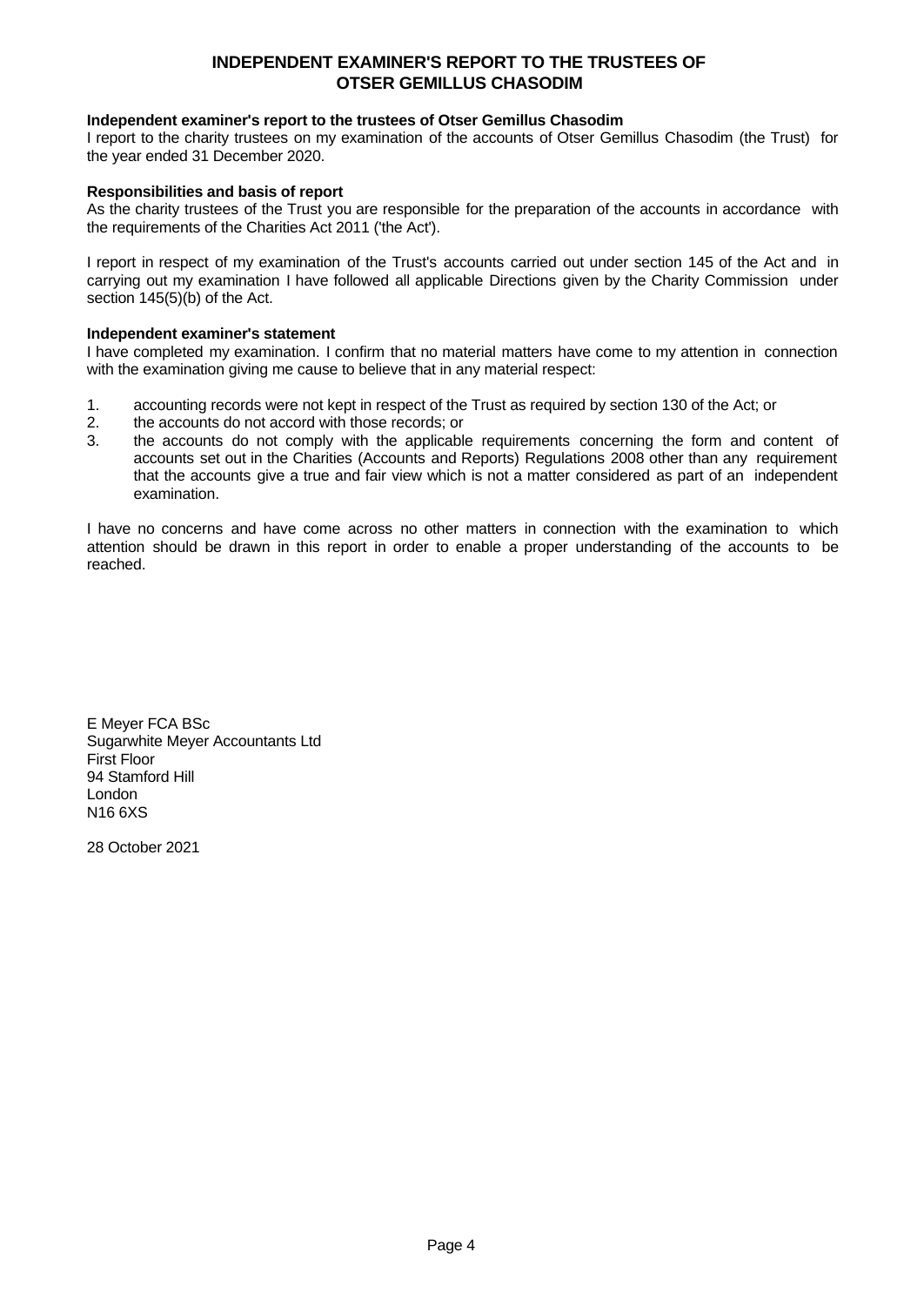# INDEPENDENT EXAMINER'S REPORT TO THE TRUSTEES OF OTSER GEMILLUS CHASODIM

**Independent examiner's report to the trustees of Otser Gemillus Chasodim**

I report to the charity trustees on my examination of the accounts of Otser Gemillus Chasodim (the Trust) for the year ended 31 December 2020.

**Responsibilities and basis of report**

As the charity trustees of the Trust you are responsible for the preparation of the accounts in accordance with the requirements of the Charities Act 2011 ('the Act').

I report in respect of my examination of the Trust's accounts carried out under section 145 of the Act and in carrying out my examination I have followed all applicable Directions given by the Charity Commission under section 145(5)(b) of the Act.

**Independent examiner's statement**

I have completed my examination. I confirm that no material matters have come to my attention in connection with the examination giving me cause to believe that in any material respect:

1. accounting records were not kept in respect of the Trust as required by section 130 of the Act; or
2. the accounts do not accord with those records; or
3. the accounts do not comply with the applicable requirements concerning the form and content of accounts set out in the Charities (Accounts and Reports) Regulations 2008 other than any requirement that the accounts give a true and fair view which is not a matter considered as part of an independent examination.

I have no concerns and have come across no other matters in connection with the examination to which attention should be drawn in this report in order to enable a proper understanding of the accounts to be reached.

E Meyer FCA BSc
Sugarwhite Meyer Accountants Ltd
First Floor
94 Stamford Hill
London
N16 6XS

28 October 2021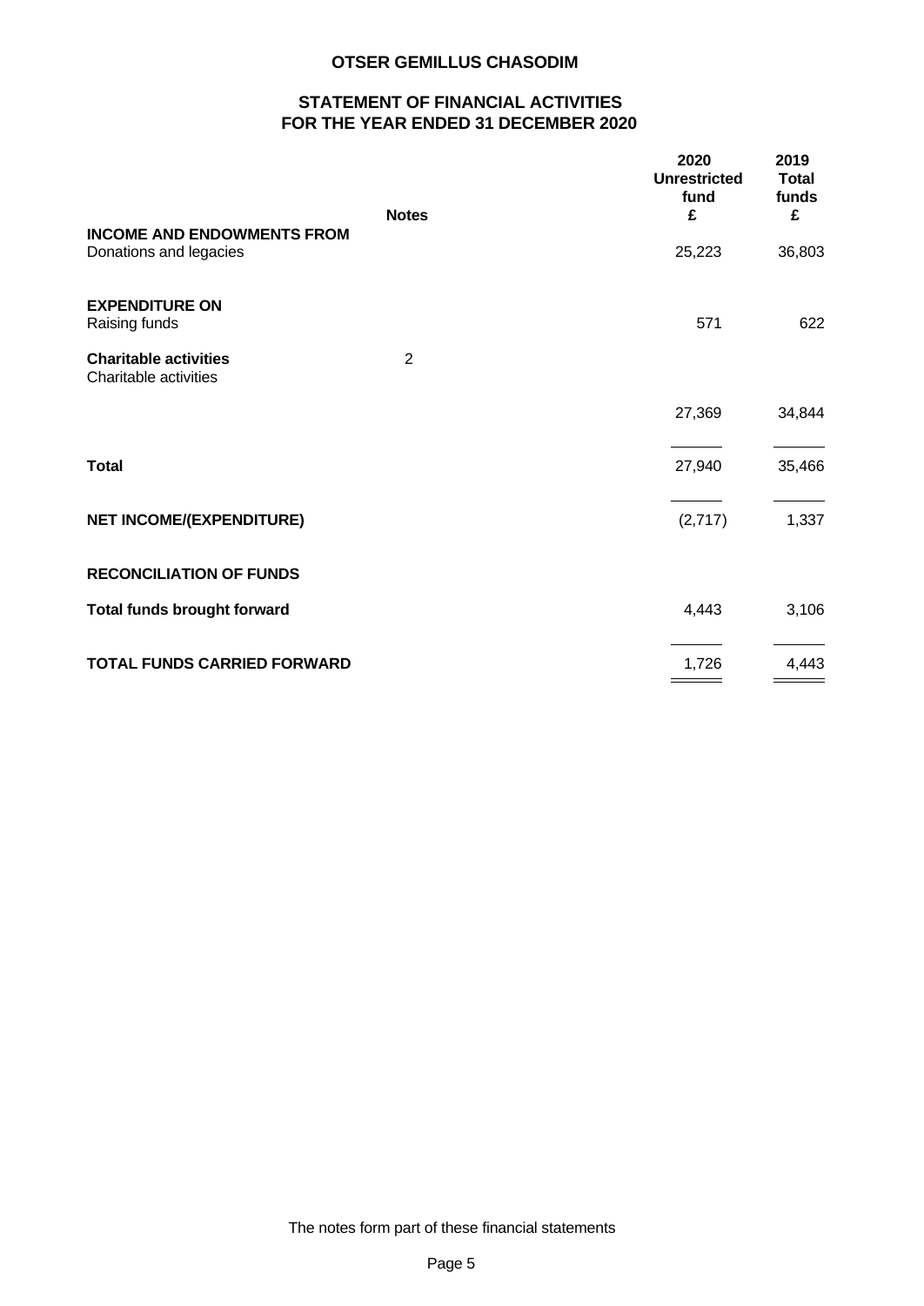**OTSER GEMILLUS CHASODIM**

**STATEMENT OF FINANCIAL ACTIVITIES**
**FOR THE YEAR ENDED 31 DECEMBER 2020**

| | Notes | 2020 Unrestricted fund £ | 2019 Total funds £ |
|---|---|---|---|
| **INCOME AND ENDOWMENTS FROM** | | | |
| Donations and legacies | | 25,223 | 36,803 |
| **EXPENDITURE ON** | | | |
| Raising funds | | 571 | 622 |
| **Charitable activities** | 2 | | |
| Charitable activities | | 27,369 | 34,844 |
| **Total** | | 27,940 | 35,466 |
| **NET INCOME/(EXPENDITURE)** | | (2,717) | 1,337 |
| **RECONCILIATION OF FUNDS** | | | |
| **Total funds brought forward** | | 4,443 | 3,106 |
| **TOTAL FUNDS CARRIED FORWARD** | | 1,726 | 4,443 |

The notes form part of these financial statements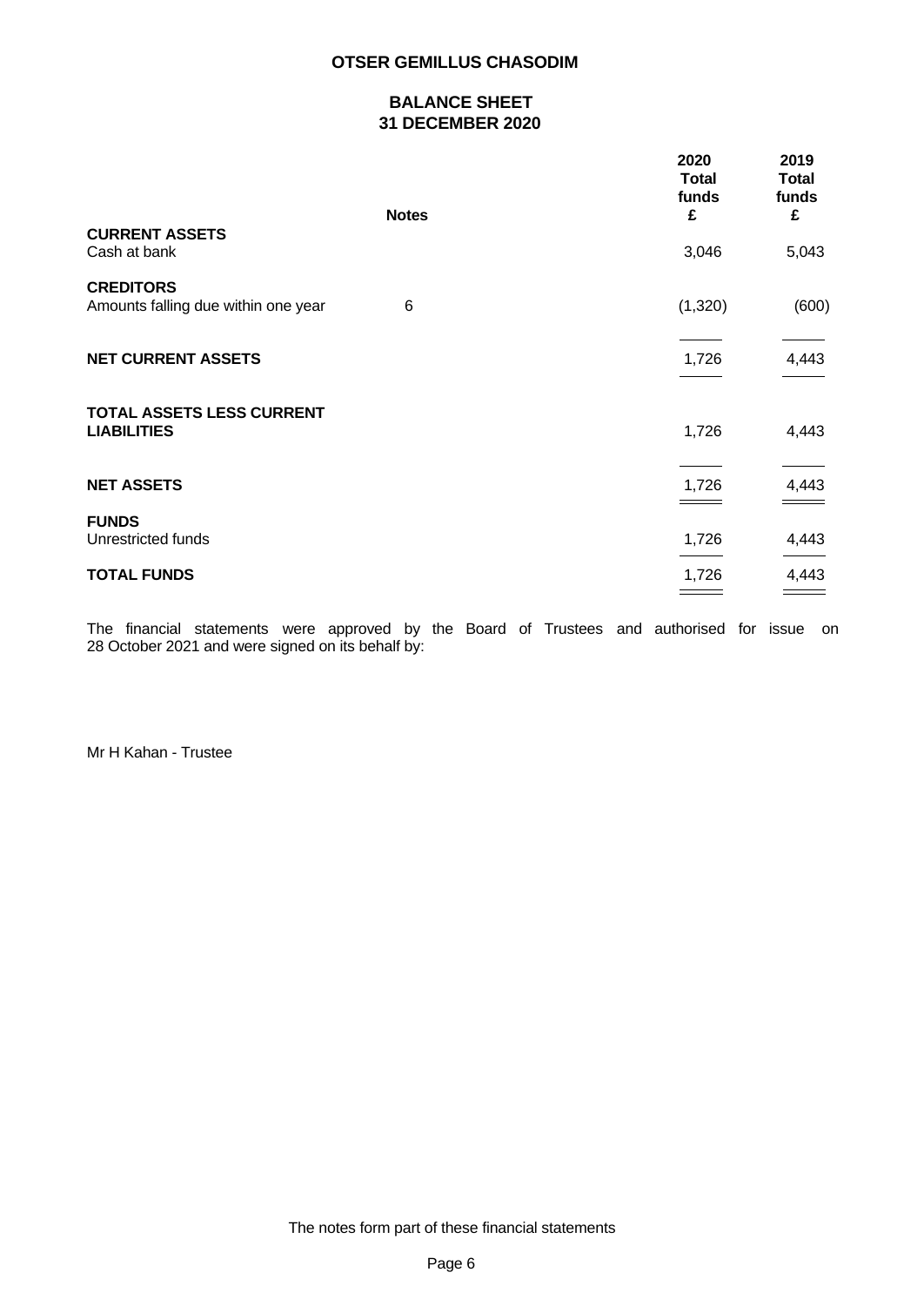# OTSER GEMILLUS CHASODIM

## BALANCE SHEET
## 31 DECEMBER 2020

| | Notes | 2020 Total funds £ | 2019 Total funds £ |
|---|---|---|---|
| **CURRENT ASSETS** | | | |
| Cash at bank | | 3,046 | 5,043 |
| **CREDITORS** | | | |
| Amounts falling due within one year | 6 | (1,320) | (600) |
| **NET CURRENT ASSETS** | | 1,726 | 4,443 |
| **TOTAL ASSETS LESS CURRENT LIABILITIES** | | 1,726 | 4,443 |
| **NET ASSETS** | | 1,726 | 4,443 |
| **FUNDS** | | | |
| Unrestricted funds | | 1,726 | 4,443 |
| **TOTAL FUNDS** | | 1,726 | 4,443 |

The financial statements were approved by the Board of Trustees and authorised for issue on 28 October 2021 and were signed on its behalf by:

Mr H Kahan - Trustee

The notes form part of these financial statements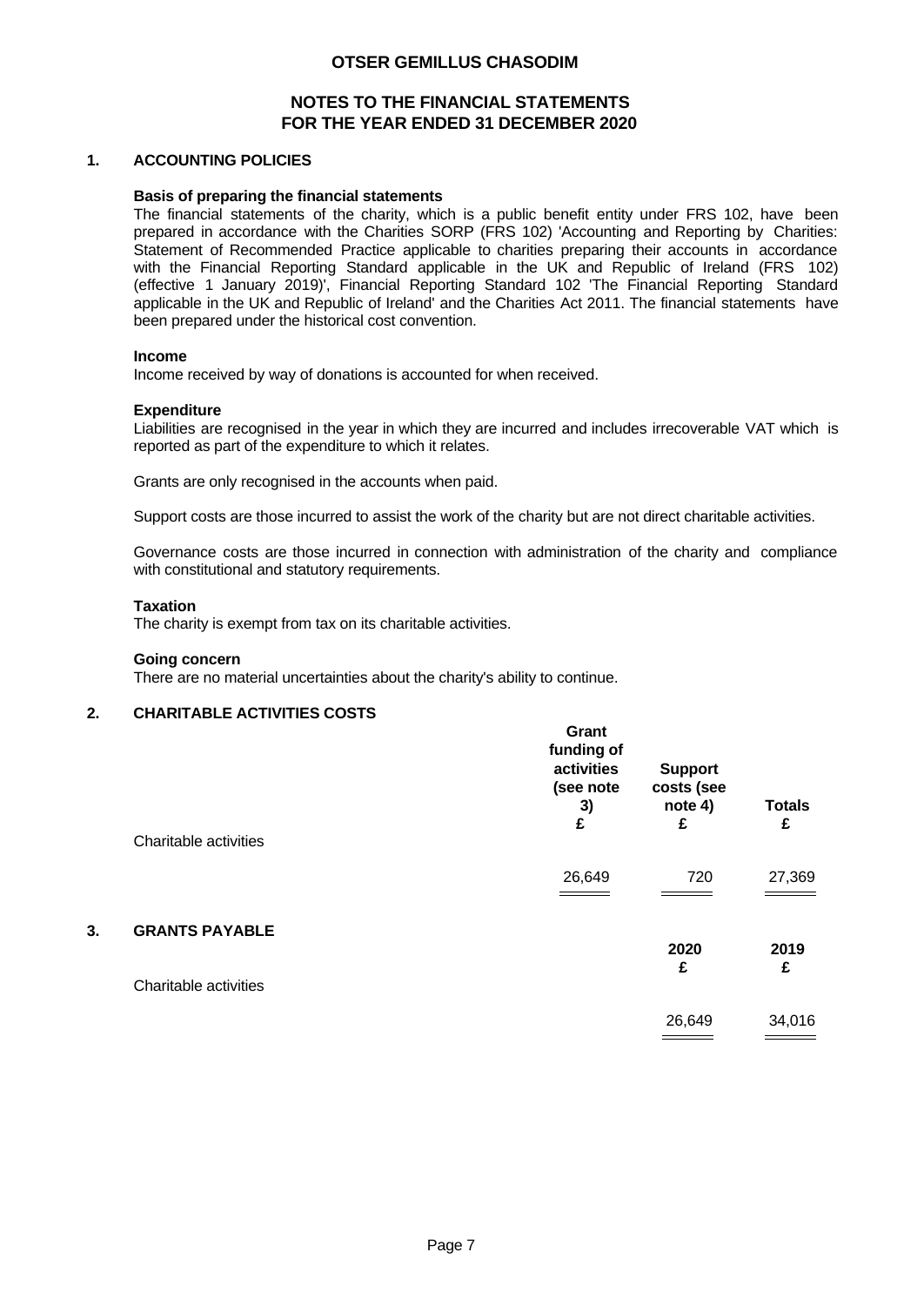# OTSER GEMILLUS CHASODIM

## NOTES TO THE FINANCIAL STATEMENTS
## FOR THE YEAR ENDED 31 DECEMBER 2020

### 1. ACCOUNTING POLICIES

**Basis of preparing the financial statements**

The financial statements of the charity, which is a public benefit entity under FRS 102, have been prepared in accordance with the Charities SORP (FRS 102) 'Accounting and Reporting by Charities: Statement of Recommended Practice applicable to charities preparing their accounts in accordance with the Financial Reporting Standard applicable in the UK and Republic of Ireland (FRS 102) (effective 1 January 2019)', Financial Reporting Standard 102 'The Financial Reporting Standard applicable in the UK and Republic of Ireland' and the Charities Act 2011. The financial statements have been prepared under the historical cost convention.

**Income**

Income received by way of donations is accounted for when received.

**Expenditure**

Liabilities are recognised in the year in which they are incurred and includes irrecoverable VAT which is reported as part of the expenditure to which it relates.

Grants are only recognised in the accounts when paid.

Support costs are those incurred to assist the work of the charity but are not direct charitable activities.

Governance costs are those incurred in connection with administration of the charity and compliance with constitutional and statutory requirements.

**Taxation**

The charity is exempt from tax on its charitable activities.

**Going concern**

There are no material uncertainties about the charity's ability to continue.

### 2. CHARITABLE ACTIVITIES COSTS

| | Grant funding of activities (see note 3) £ | Support costs (see note 4) £ | Totals £ |
|---|---|---|---|
| Charitable activities | 26,649 | 720 | 27,369 |

### 3. GRANTS PAYABLE

| | 2020 £ | 2019 £ |
|---|---|---|
| Charitable activities | 26,649 | 34,016 |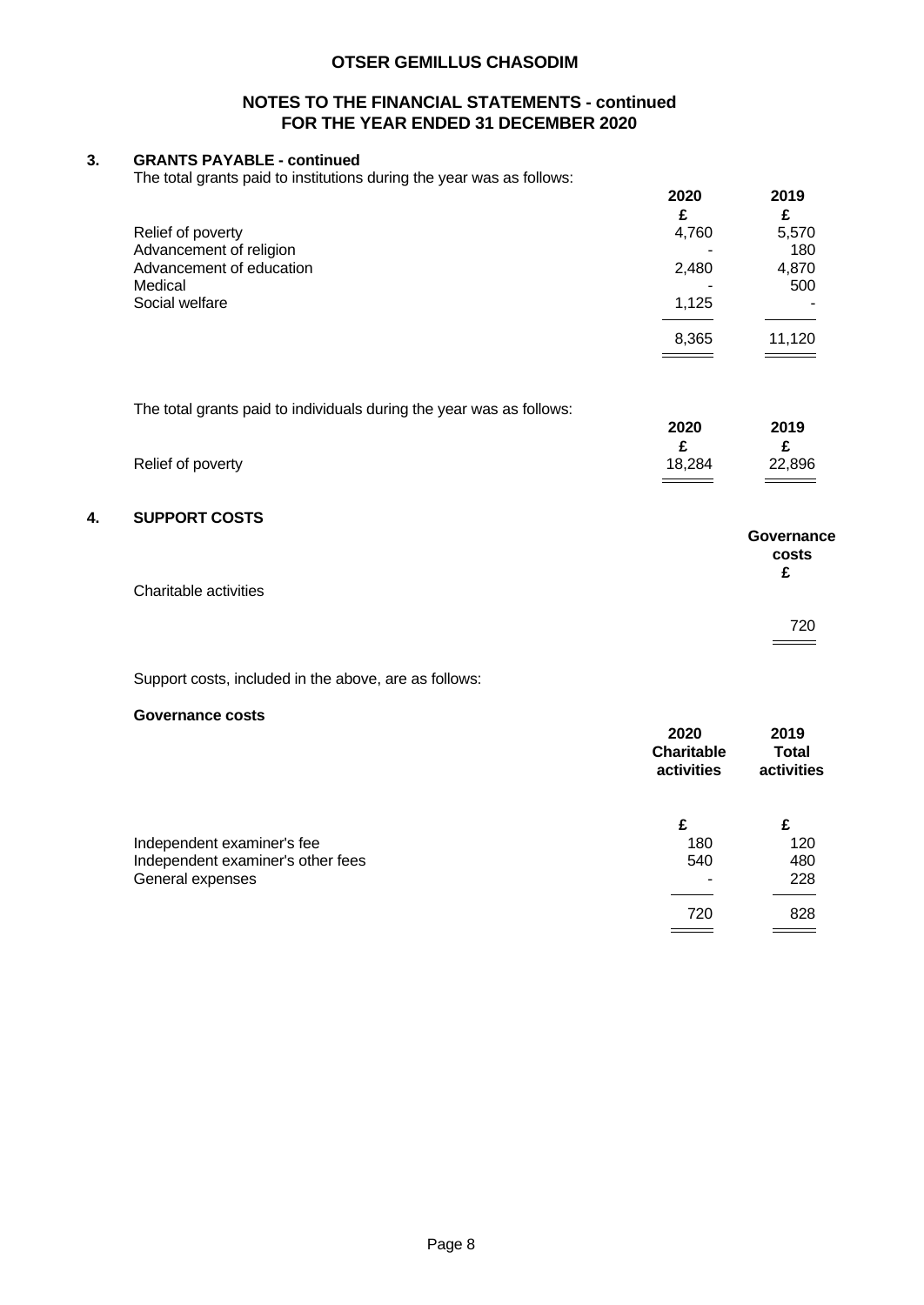## 3. GRANTS PAYABLE - continued

The total grants paid to institutions during the year was as follows:

| | 2020 | 2019 |
|---|---|---|
| | £ | £ |
| Relief of poverty | 4,760 | 5,570 |
| Advancement of religion | - | 180 |
| Advancement of education | 2,480 | 4,870 |
| Medical | - | 500 |
| Social welfare | 1,125 | - |
| | 8,365 | 11,120 |

The total grants paid to individuals during the year was as follows:

| | 2020 | 2019 |
|---|---|---|
| | £ | £ |
| Relief of poverty | 18,284 | 22,896 |

## 4. SUPPORT COSTS

| | Governance costs |
|---|---|
| | £ |
| Charitable activities | 720 |

Support costs, included in the above, are as follows:

**Governance costs**

| | 2020 Charitable activities | 2019 Total activities |
|---|---|---|
| | £ | £ |
| Independent examiner's fee | 180 | 120 |
| Independent examiner's other fees | 540 | 480 |
| General expenses | - | 228 |
| | 720 | 828 |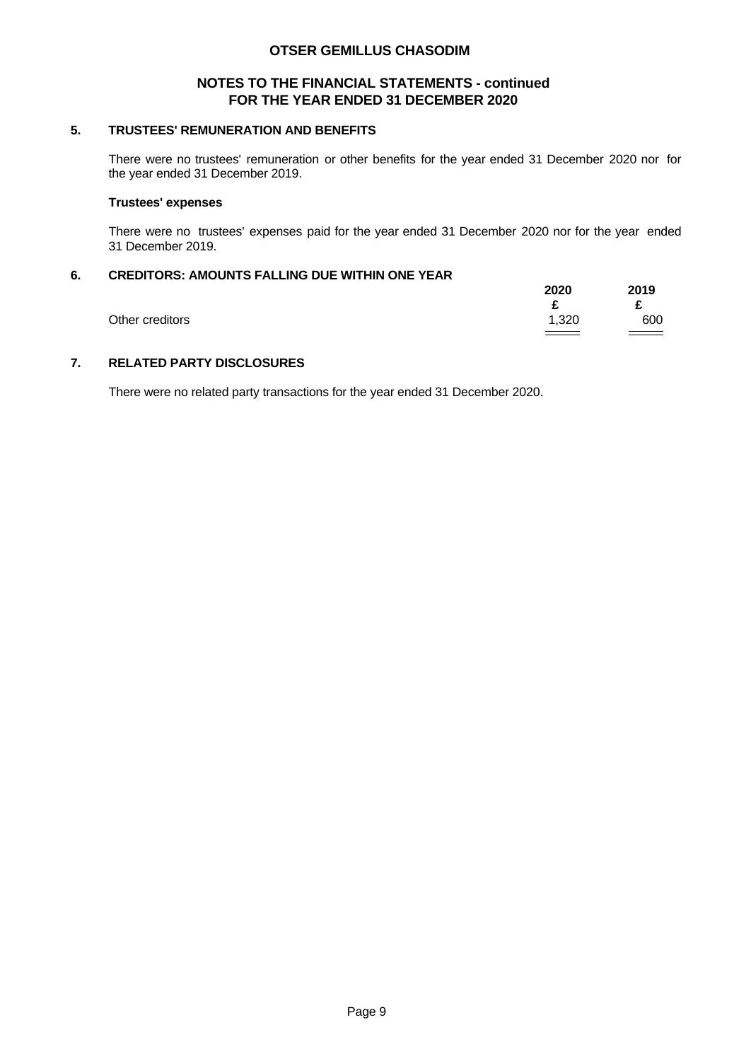# OTSER GEMILLUS CHASODIM

## NOTES TO THE FINANCIAL STATEMENTS - continued
## FOR THE YEAR ENDED 31 DECEMBER 2020

### 5. TRUSTEES' REMUNERATION AND BENEFITS

There were no trustees' remuneration or other benefits for the year ended 31 December 2020 nor for the year ended 31 December 2019.

**Trustees' expenses**

There were no trustees' expenses paid for the year ended 31 December 2020 nor for the year ended 31 December 2019.

### 6. CREDITORS: AMOUNTS FALLING DUE WITHIN ONE YEAR

| | 2020 | 2019 |
|---|---|---|
| | £ | £ |
| Other creditors | 1,320 | 600 |

### 7. RELATED PARTY DISCLOSURES

There were no related party transactions for the year ended 31 December 2020.